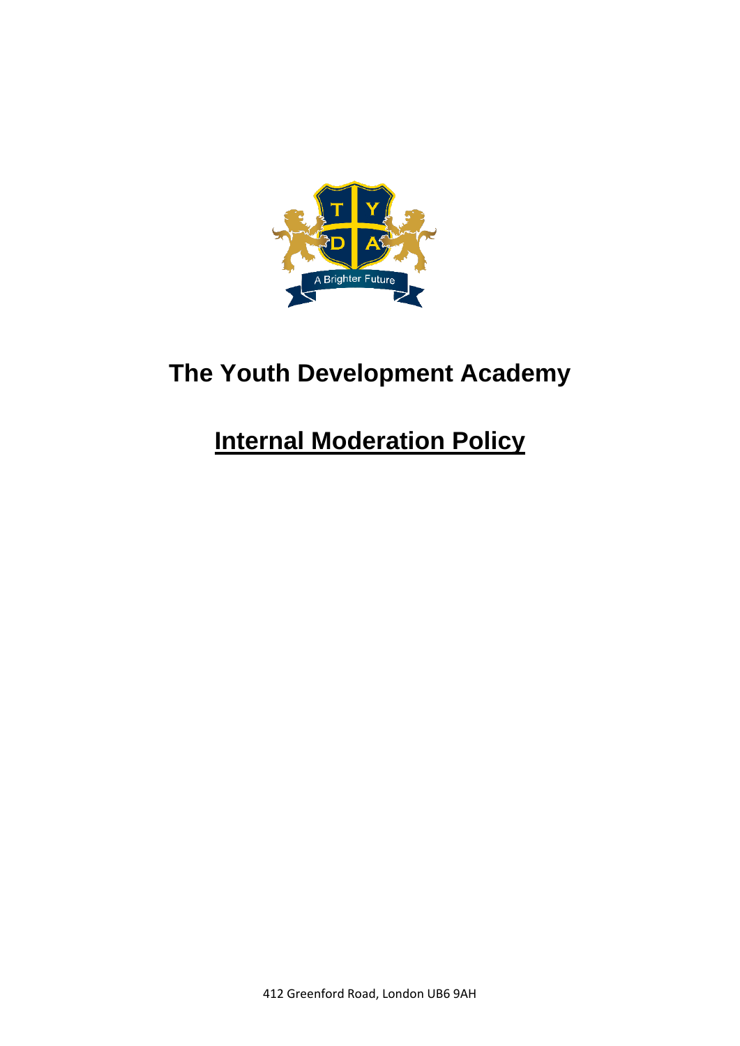# The Youth Development Academy

## Internal Moderation Policy

412 Greenford Road, London UB6 9AH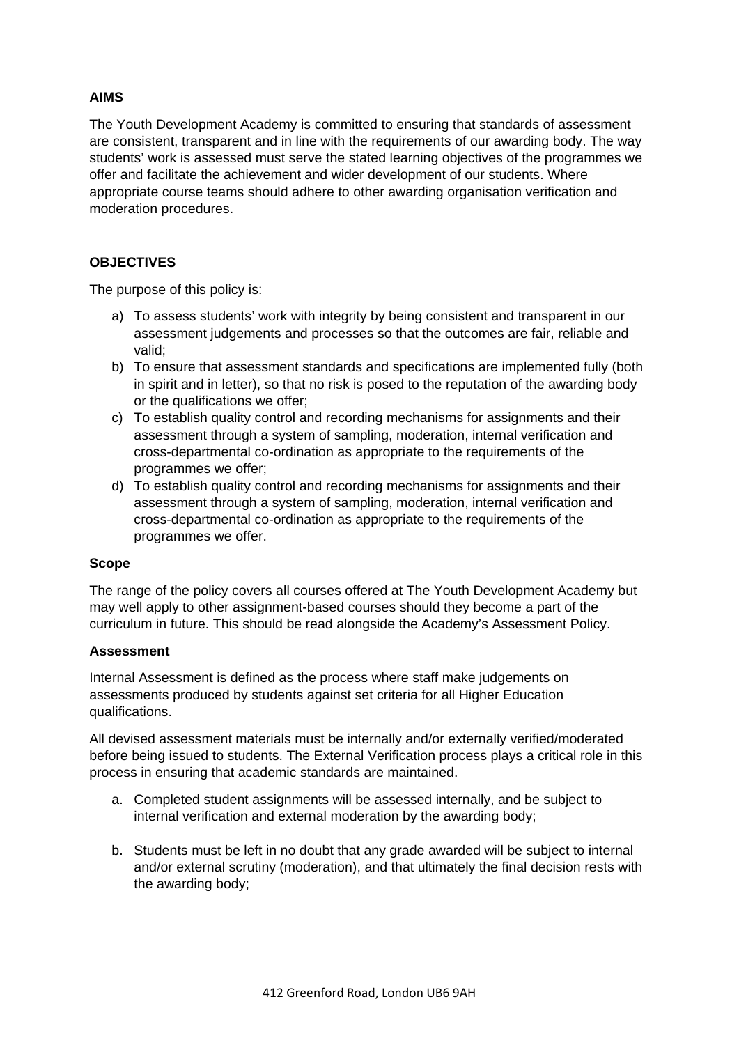**AIMS**

The Youth Development Academy is committed to ensuring that standards of assessment are consistent, transparent and in line with the requirements of our awarding body. The way students' work is assessed must serve the stated learning objectives of the programmes we offer and facilitate the achievement and wider development of our students. Where appropriate course teams should adhere to other awarding organisation verification and moderation procedures.

**OBJECTIVES**

The purpose of this policy is:

a) To assess students' work with integrity by being consistent and transparent in our assessment judgements and processes so that the outcomes are fair, reliable and valid;
b) To ensure that assessment standards and specifications are implemented fully (both in spirit and in letter), so that no risk is posed to the reputation of the awarding body or the qualifications we offer;
c) To establish quality control and recording mechanisms for assignments and their assessment through a system of sampling, moderation, internal verification and cross-departmental co-ordination as appropriate to the requirements of the programmes we offer;
d) To establish quality control and recording mechanisms for assignments and their assessment through a system of sampling, moderation, internal verification and cross-departmental co-ordination as appropriate to the requirements of the programmes we offer.

**Scope**

The range of the policy covers all courses offered at The Youth Development Academy but may well apply to other assignment-based courses should they become a part of the curriculum in future. This should be read alongside the Academy's Assessment Policy.

**Assessment**

Internal Assessment is defined as the process where staff make judgements on assessments produced by students against set criteria for all Higher Education qualifications.

All devised assessment materials must be internally and/or externally verified/moderated before being issued to students. The External Verification process plays a critical role in this process in ensuring that academic standards are maintained.

a. Completed student assignments will be assessed internally, and be subject to internal verification and external moderation by the awarding body;

b. Students must be left in no doubt that any grade awarded will be subject to internal and/or external scrutiny (moderation), and that ultimately the final decision rests with the awarding body;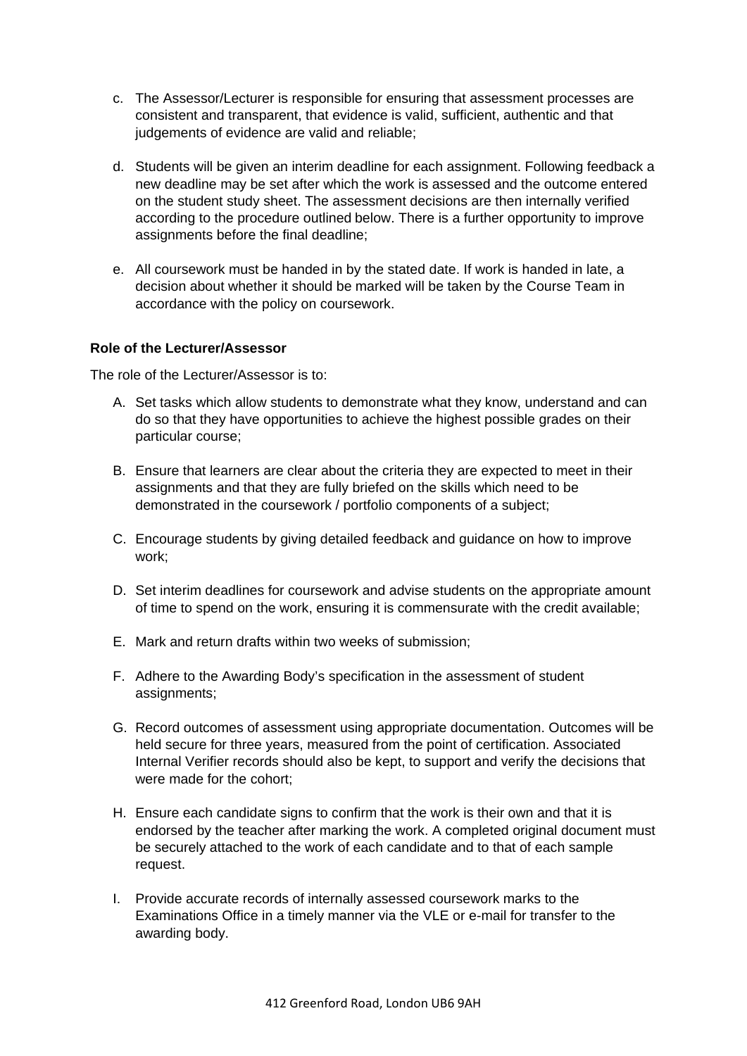c. The Assessor/Lecturer is responsible for ensuring that assessment processes are consistent and transparent, that evidence is valid, sufficient, authentic and that judgements of evidence are valid and reliable;

d. Students will be given an interim deadline for each assignment. Following feedback a new deadline may be set after which the work is assessed and the outcome entered on the student study sheet. The assessment decisions are then internally verified according to the procedure outlined below. There is a further opportunity to improve assignments before the final deadline;

e. All coursework must be handed in by the stated date. If work is handed in late, a decision about whether it should be marked will be taken by the Course Team in accordance with the policy on coursework.

**Role of the Lecturer/Assessor**

The role of the Lecturer/Assessor is to:

A. Set tasks which allow students to demonstrate what they know, understand and can do so that they have opportunities to achieve the highest possible grades on their particular course;

B. Ensure that learners are clear about the criteria they are expected to meet in their assignments and that they are fully briefed on the skills which need to be demonstrated in the coursework / portfolio components of a subject;

C. Encourage students by giving detailed feedback and guidance on how to improve work;

D. Set interim deadlines for coursework and advise students on the appropriate amount of time to spend on the work, ensuring it is commensurate with the credit available;

E. Mark and return drafts within two weeks of submission;

F. Adhere to the Awarding Body's specification in the assessment of student assignments;

G. Record outcomes of assessment using appropriate documentation. Outcomes will be held secure for three years, measured from the point of certification. Associated Internal Verifier records should also be kept, to support and verify the decisions that were made for the cohort;

H. Ensure each candidate signs to confirm that the work is their own and that it is endorsed by the teacher after marking the work. A completed original document must be securely attached to the work of each candidate and to that of each sample request.

I. Provide accurate records of internally assessed coursework marks to the Examinations Office in a timely manner via the VLE or e-mail for transfer to the awarding body.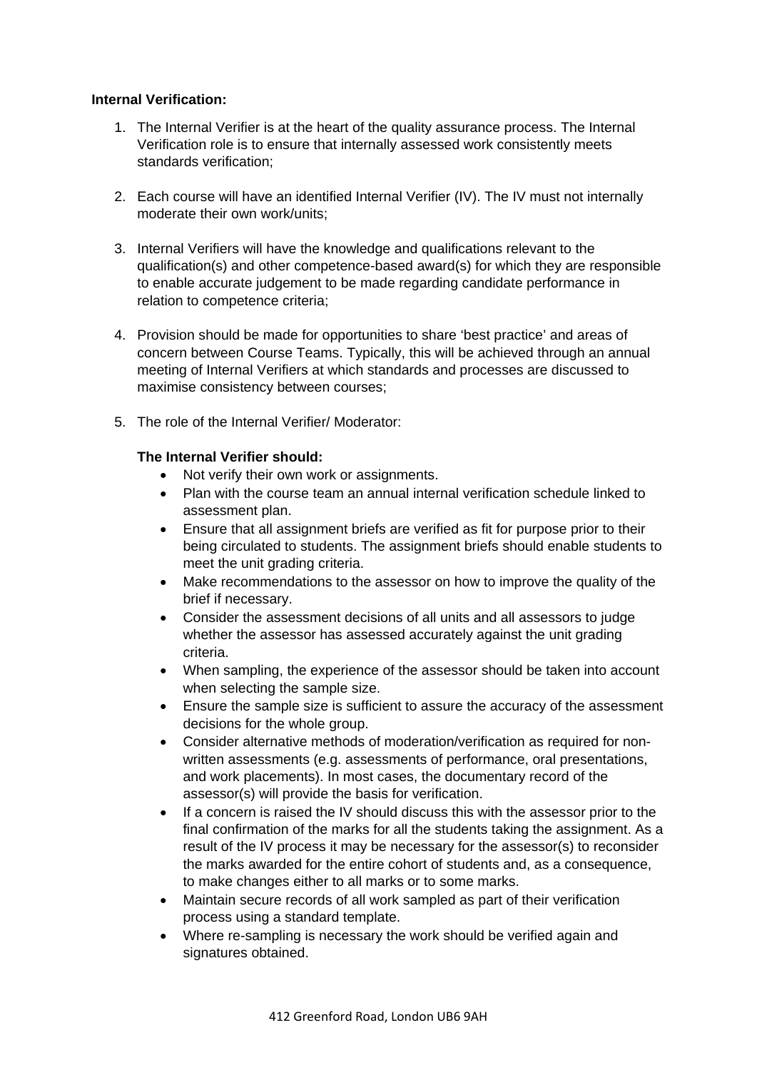**Internal Verification:**

1. The Internal Verifier is at the heart of the quality assurance process. The Internal Verification role is to ensure that internally assessed work consistently meets standards verification;

2. Each course will have an identified Internal Verifier (IV). The IV must not internally moderate their own work/units;

3. Internal Verifiers will have the knowledge and qualifications relevant to the qualification(s) and other competence-based award(s) for which they are responsible to enable accurate judgement to be made regarding candidate performance in relation to competence criteria;

4. Provision should be made for opportunities to share 'best practice' and areas of concern between Course Teams. Typically, this will be achieved through an annual meeting of Internal Verifiers at which standards and processes are discussed to maximise consistency between courses;

5. The role of the Internal Verifier/ Moderator:

   **The Internal Verifier should:**

   - Not verify their own work or assignments.
   - Plan with the course team an annual internal verification schedule linked to assessment plan.
   - Ensure that all assignment briefs are verified as fit for purpose prior to their being circulated to students. The assignment briefs should enable students to meet the unit grading criteria.
   - Make recommendations to the assessor on how to improve the quality of the brief if necessary.
   - Consider the assessment decisions of all units and all assessors to judge whether the assessor has assessed accurately against the unit grading criteria.
   - When sampling, the experience of the assessor should be taken into account when selecting the sample size.
   - Ensure the sample size is sufficient to assure the accuracy of the assessment decisions for the whole group.
   - Consider alternative methods of moderation/verification as required for non-written assessments (e.g. assessments of performance, oral presentations, and work placements). In most cases, the documentary record of the assessor(s) will provide the basis for verification.
   - If a concern is raised the IV should discuss this with the assessor prior to the final confirmation of the marks for all the students taking the assignment. As a result of the IV process it may be necessary for the assessor(s) to reconsider the marks awarded for the entire cohort of students and, as a consequence, to make changes either to all marks or to some marks.
   - Maintain secure records of all work sampled as part of their verification process using a standard template.
   - Where re-sampling is necessary the work should be verified again and signatures obtained.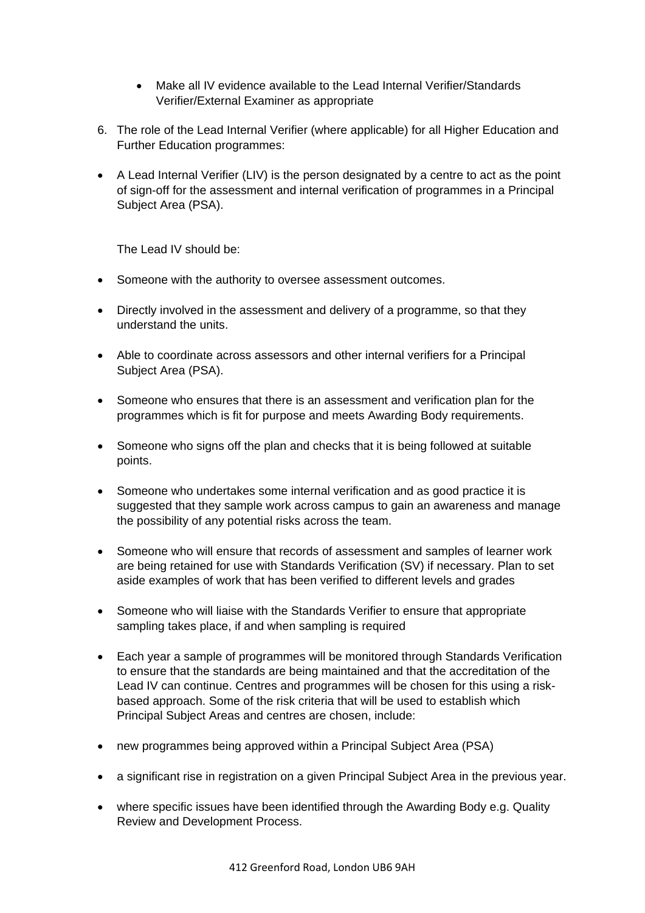- Make all IV evidence available to the Lead Internal Verifier/Standards Verifier/External Examiner as appropriate

6. The role of the Lead Internal Verifier (where applicable) for all Higher Education and Further Education programmes:

- A Lead Internal Verifier (LIV) is the person designated by a centre to act as the point of sign-off for the assessment and internal verification of programmes in a Principal Subject Area (PSA).

  The Lead IV should be:

- Someone with the authority to oversee assessment outcomes.
- Directly involved in the assessment and delivery of a programme, so that they understand the units.
- Able to coordinate across assessors and other internal verifiers for a Principal Subject Area (PSA).
- Someone who ensures that there is an assessment and verification plan for the programmes which is fit for purpose and meets Awarding Body requirements.
- Someone who signs off the plan and checks that it is being followed at suitable points.
- Someone who undertakes some internal verification and as good practice it is suggested that they sample work across campus to gain an awareness and manage the possibility of any potential risks across the team.
- Someone who will ensure that records of assessment and samples of learner work are being retained for use with Standards Verification (SV) if necessary. Plan to set aside examples of work that has been verified to different levels and grades
- Someone who will liaise with the Standards Verifier to ensure that appropriate sampling takes place, if and when sampling is required
- Each year a sample of programmes will be monitored through Standards Verification to ensure that the standards are being maintained and that the accreditation of the Lead IV can continue. Centres and programmes will be chosen for this using a risk-based approach. Some of the risk criteria that will be used to establish which Principal Subject Areas and centres are chosen, include:
- new programmes being approved within a Principal Subject Area (PSA)
- a significant rise in registration on a given Principal Subject Area in the previous year.
- where specific issues have been identified through the Awarding Body e.g. Quality Review and Development Process.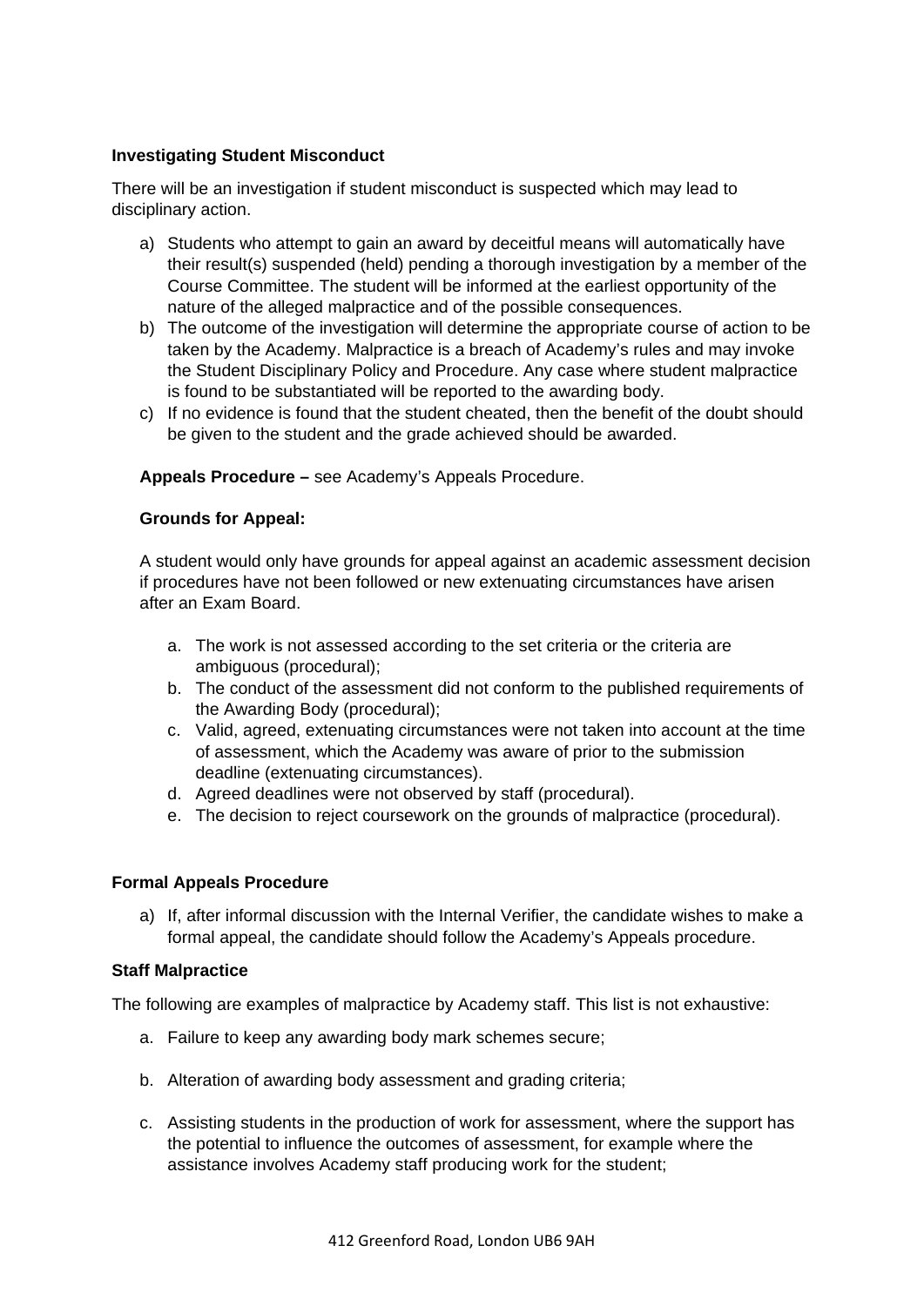**Investigating Student Misconduct**

There will be an investigation if student misconduct is suspected which may lead to disciplinary action.

a) Students who attempt to gain an award by deceitful means will automatically have their result(s) suspended (held) pending a thorough investigation by a member of the Course Committee. The student will be informed at the earliest opportunity of the nature of the alleged malpractice and of the possible consequences.
b) The outcome of the investigation will determine the appropriate course of action to be taken by the Academy. Malpractice is a breach of Academy's rules and may invoke the Student Disciplinary Policy and Procedure. Any case where student malpractice is found to be substantiated will be reported to the awarding body.
c) If no evidence is found that the student cheated, then the benefit of the doubt should be given to the student and the grade achieved should be awarded.

**Appeals Procedure –** see Academy's Appeals Procedure.

**Grounds for Appeal:**

A student would only have grounds for appeal against an academic assessment decision if procedures have not been followed or new extenuating circumstances have arisen after an Exam Board.

a. The work is not assessed according to the set criteria or the criteria are ambiguous (procedural);
b. The conduct of the assessment did not conform to the published requirements of the Awarding Body (procedural);
c. Valid, agreed, extenuating circumstances were not taken into account at the time of assessment, which the Academy was aware of prior to the submission deadline (extenuating circumstances).
d. Agreed deadlines were not observed by staff (procedural).
e. The decision to reject coursework on the grounds of malpractice (procedural).

**Formal Appeals Procedure**

a) If, after informal discussion with the Internal Verifier, the candidate wishes to make a formal appeal, the candidate should follow the Academy's Appeals procedure.

**Staff Malpractice**

The following are examples of malpractice by Academy staff. This list is not exhaustive:

a. Failure to keep any awarding body mark schemes secure;

b. Alteration of awarding body assessment and grading criteria;

c. Assisting students in the production of work for assessment, where the support has the potential to influence the outcomes of assessment, for example where the assistance involves Academy staff producing work for the student;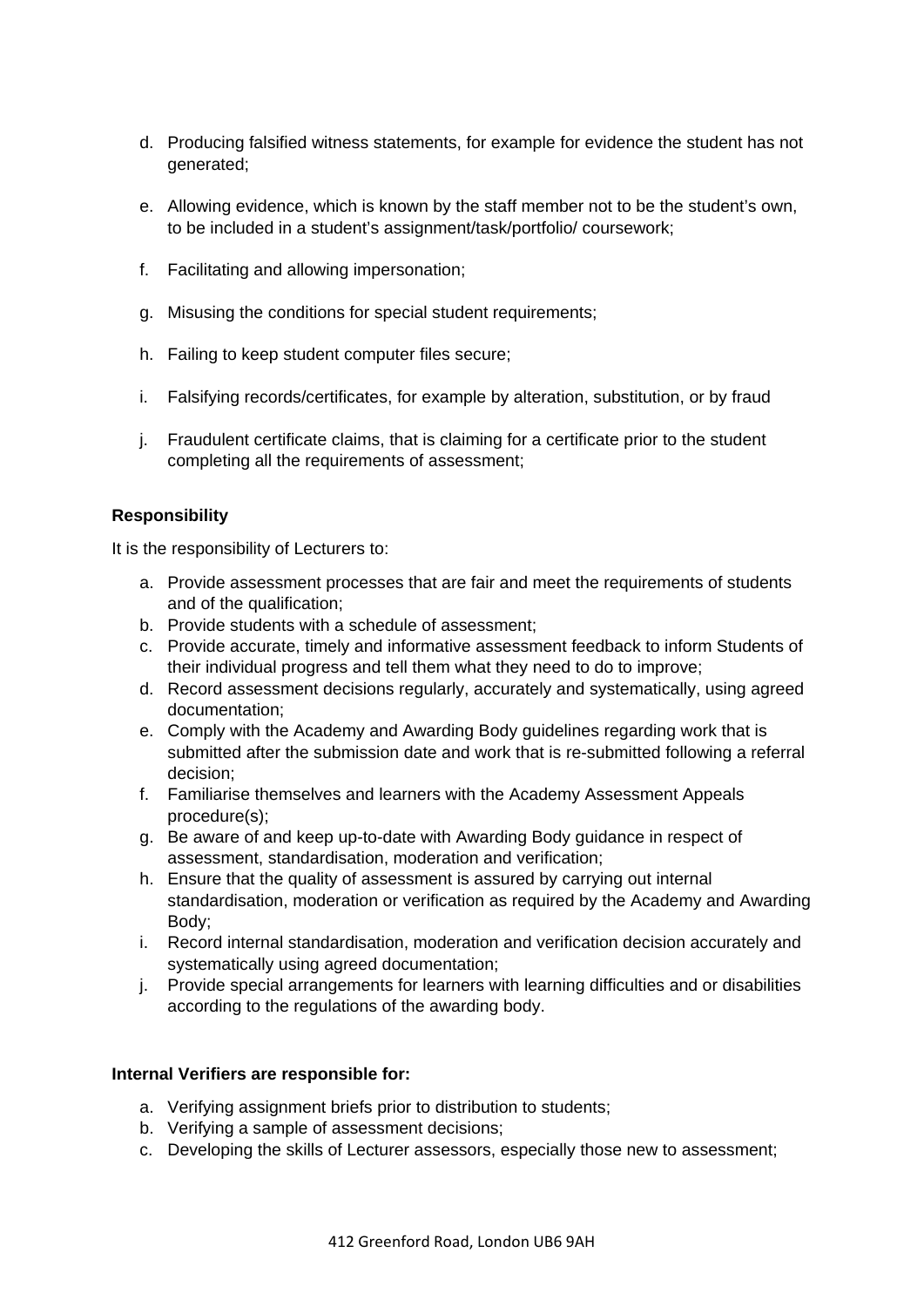d. Producing falsified witness statements, for example for evidence the student has not generated;

e. Allowing evidence, which is known by the staff member not to be the student's own, to be included in a student's assignment/task/portfolio/ coursework;

f. Facilitating and allowing impersonation;

g. Misusing the conditions for special student requirements;

h. Failing to keep student computer files secure;

i. Falsifying records/certificates, for example by alteration, substitution, or by fraud

j. Fraudulent certificate claims, that is claiming for a certificate prior to the student completing all the requirements of assessment;

**Responsibility**

It is the responsibility of Lecturers to:

a. Provide assessment processes that are fair and meet the requirements of students and of the qualification;
b. Provide students with a schedule of assessment;
c. Provide accurate, timely and informative assessment feedback to inform Students of their individual progress and tell them what they need to do to improve;
d. Record assessment decisions regularly, accurately and systematically, using agreed documentation;
e. Comply with the Academy and Awarding Body guidelines regarding work that is submitted after the submission date and work that is re-submitted following a referral decision;
f. Familiarise themselves and learners with the Academy Assessment Appeals procedure(s);
g. Be aware of and keep up-to-date with Awarding Body guidance in respect of assessment, standardisation, moderation and verification;
h. Ensure that the quality of assessment is assured by carrying out internal standardisation, moderation or verification as required by the Academy and Awarding Body;
i. Record internal standardisation, moderation and verification decision accurately and systematically using agreed documentation;
j. Provide special arrangements for learners with learning difficulties and or disabilities according to the regulations of the awarding body.

**Internal Verifiers are responsible for:**

a. Verifying assignment briefs prior to distribution to students;
b. Verifying a sample of assessment decisions;
c. Developing the skills of Lecturer assessors, especially those new to assessment;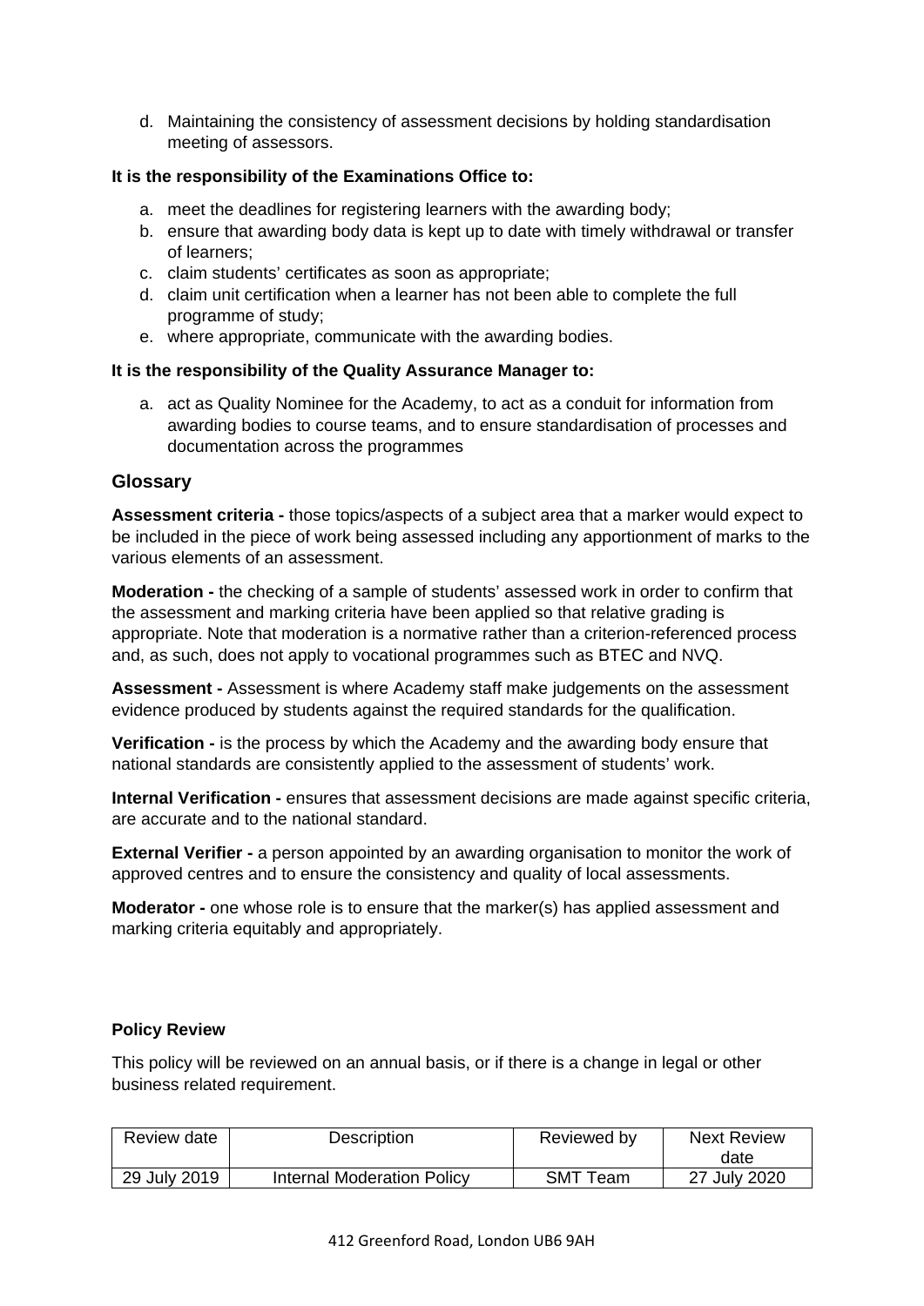d. Maintaining the consistency of assessment decisions by holding standardisation meeting of assessors.

**It is the responsibility of the Examinations Office to:**

a. meet the deadlines for registering learners with the awarding body;
b. ensure that awarding body data is kept up to date with timely withdrawal or transfer of learners;
c. claim students' certificates as soon as appropriate;
d. claim unit certification when a learner has not been able to complete the full programme of study;
e. where appropriate, communicate with the awarding bodies.

**It is the responsibility of the Quality Assurance Manager to:**

a. act as Quality Nominee for the Academy, to act as a conduit for information from awarding bodies to course teams, and to ensure standardisation of processes and documentation across the programmes

## Glossary

**Assessment criteria -** those topics/aspects of a subject area that a marker would expect to be included in the piece of work being assessed including any apportionment of marks to the various elements of an assessment.

**Moderation -** the checking of a sample of students' assessed work in order to confirm that the assessment and marking criteria have been applied so that relative grading is appropriate. Note that moderation is a normative rather than a criterion-referenced process and, as such, does not apply to vocational programmes such as BTEC and NVQ.

**Assessment -** Assessment is where Academy staff make judgements on the assessment evidence produced by students against the required standards for the qualification.

**Verification -** is the process by which the Academy and the awarding body ensure that national standards are consistently applied to the assessment of students' work.

**Internal Verification -** ensures that assessment decisions are made against specific criteria, are accurate and to the national standard.

**External Verifier -** a person appointed by an awarding organisation to monitor the work of approved centres and to ensure the consistency and quality of local assessments.

**Moderator -** one whose role is to ensure that the marker(s) has applied assessment and marking criteria equitably and appropriately.

**Policy Review**

This policy will be reviewed on an annual basis, or if there is a change in legal or other business related requirement.

| Review date | Description | Reviewed by | Next Review date |
|---|---|---|---|
| 29 July 2019 | Internal Moderation Policy | SMT Team | 27 July 2020 |

412 Greenford Road, London UB6 9AH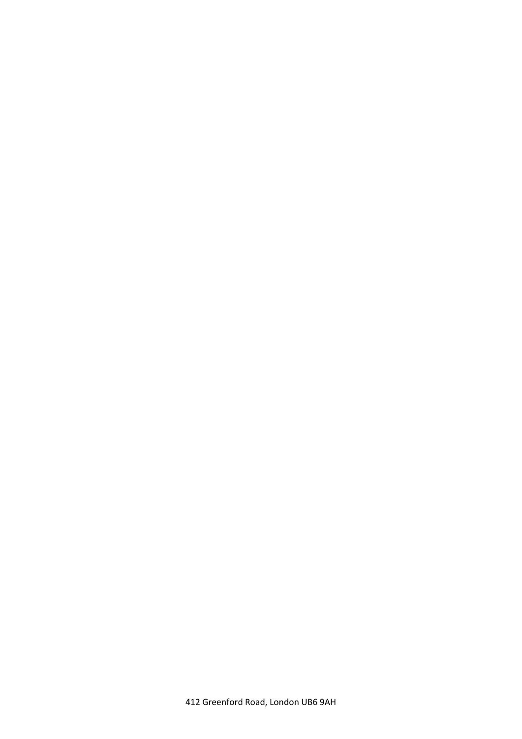412 Greenford Road, London UB6 9AH